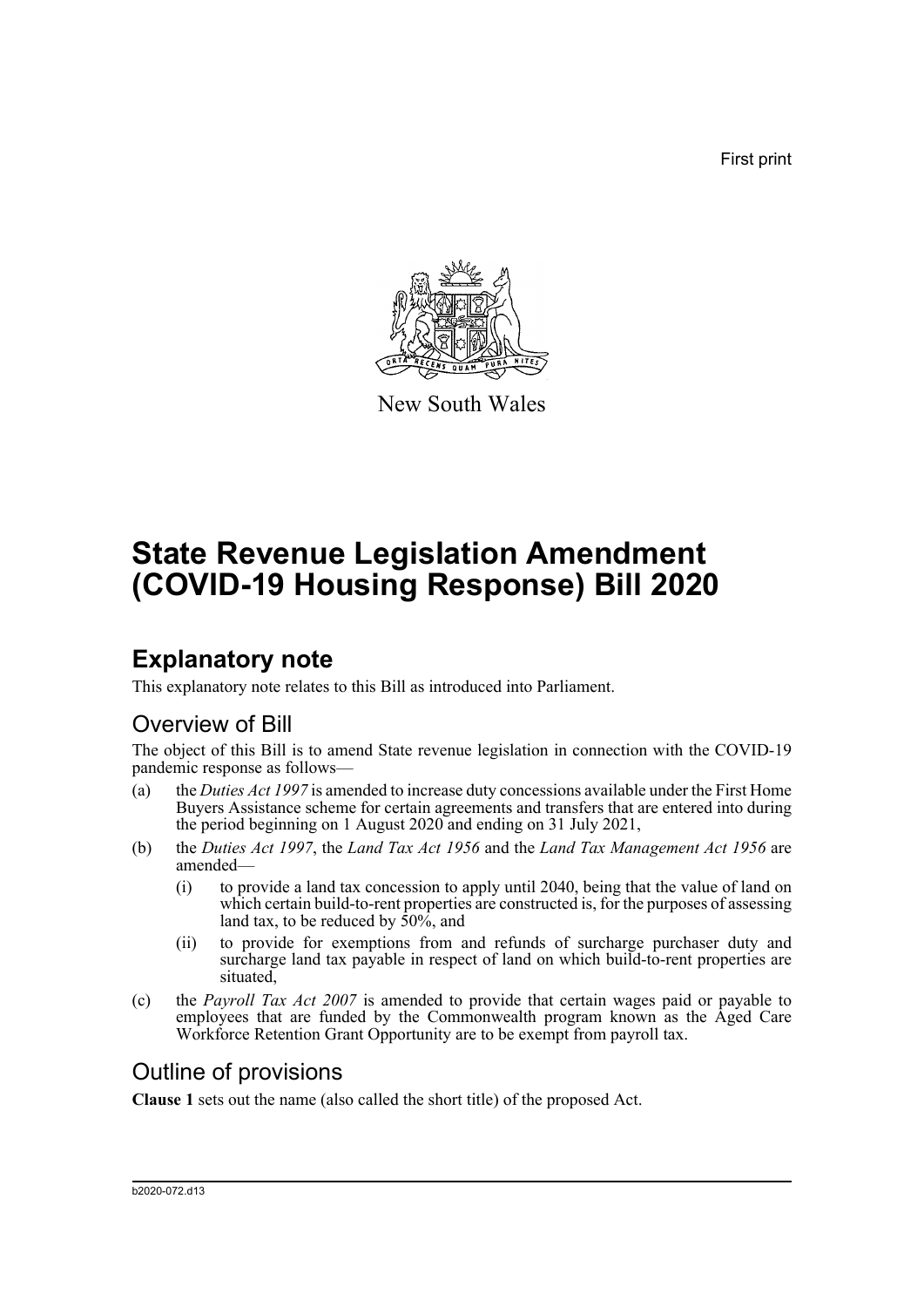First print

New South Wales

# State Revenue Legislation Amendment (COVID-19 Housing Response) Bill 2020

## Explanatory note

This explanatory note relates to this Bill as introduced into Parliament.

### Overview of Bill

The object of this Bill is to amend State revenue legislation in connection with the COVID-19 pandemic response as follows—

(a) the *Duties Act 1997* is amended to increase duty concessions available under the First Home Buyers Assistance scheme for certain agreements and transfers that are entered into during the period beginning on 1 August 2020 and ending on 31 July 2021,

(b) the *Duties Act 1997*, the *Land Tax Act 1956* and the *Land Tax Management Act 1956* are amended—

   (i) to provide a land tax concession to apply until 2040, being that the value of land on which certain build-to-rent properties are constructed is, for the purposes of assessing land tax, to be reduced by 50%, and

   (ii) to provide for exemptions from and refunds of surcharge purchaser duty and surcharge land tax payable in respect of land on which build-to-rent properties are situated,

(c) the *Payroll Tax Act 2007* is amended to provide that certain wages paid or payable to employees that are funded by the Commonwealth program known as the Aged Care Workforce Retention Grant Opportunity are to be exempt from payroll tax.

### Outline of provisions

**Clause 1** sets out the name (also called the short title) of the proposed Act.

b2020-072.d13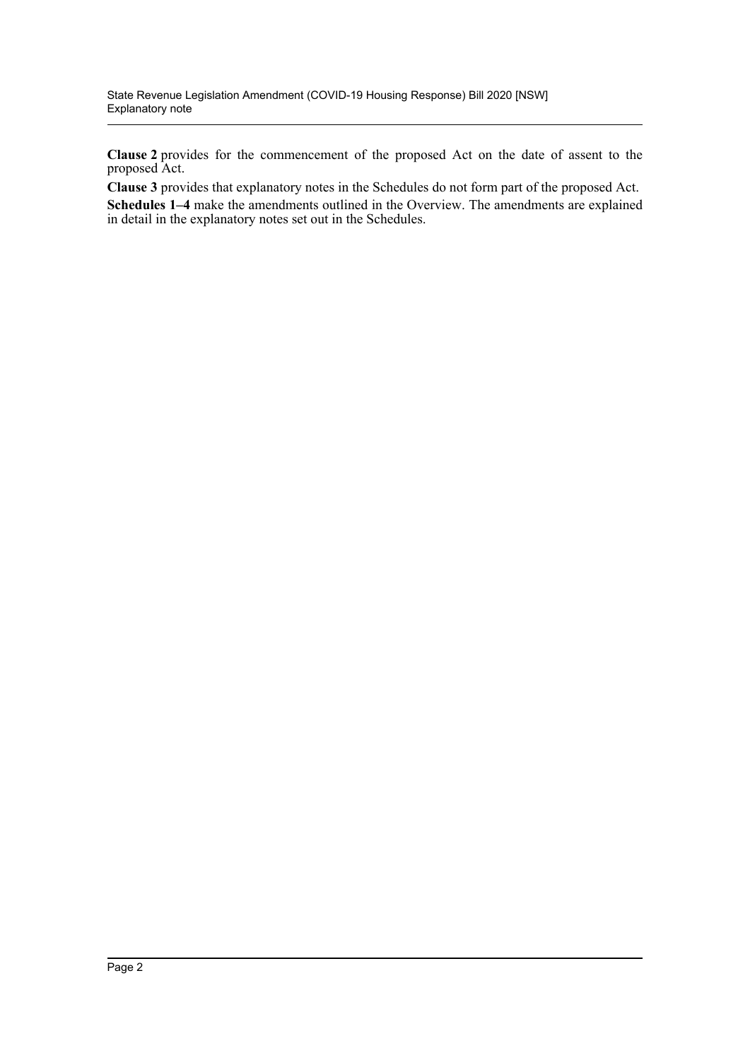**Clause 2** provides for the commencement of the proposed Act on the date of assent to the proposed Act.

**Clause 3** provides that explanatory notes in the Schedules do not form part of the proposed Act.

**Schedules 1–4** make the amendments outlined in the Overview. The amendments are explained in detail in the explanatory notes set out in the Schedules.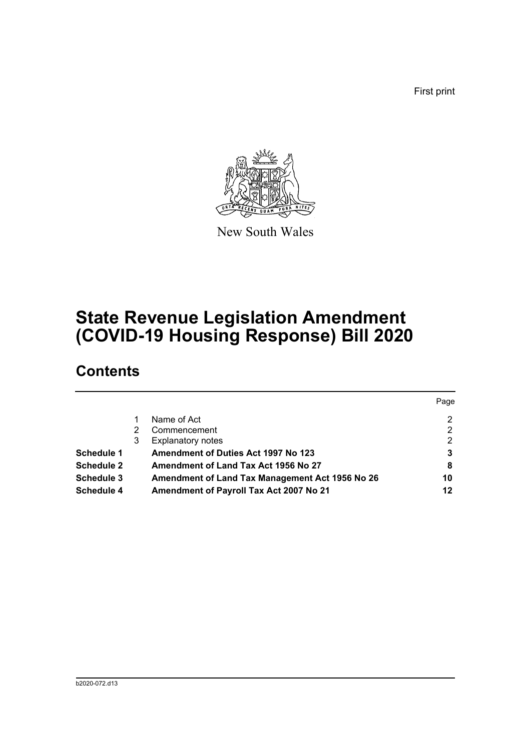First print

New South Wales

# State Revenue Legislation Amendment (COVID-19 Housing Response) Bill 2020

## Contents

| | | | Page |
|---|---|---|---|
| | 1 | Name of Act | 2 |
| | 2 | Commencement | 2 |
| | 3 | Explanatory notes | 2 |
| **Schedule 1** | | **Amendment of Duties Act 1997 No 123** | **3** |
| **Schedule 2** | | **Amendment of Land Tax Act 1956 No 27** | **8** |
| **Schedule 3** | | **Amendment of Land Tax Management Act 1956 No 26** | **10** |
| **Schedule 4** | | **Amendment of Payroll Tax Act 2007 No 21** | **12** |

b2020-072.d13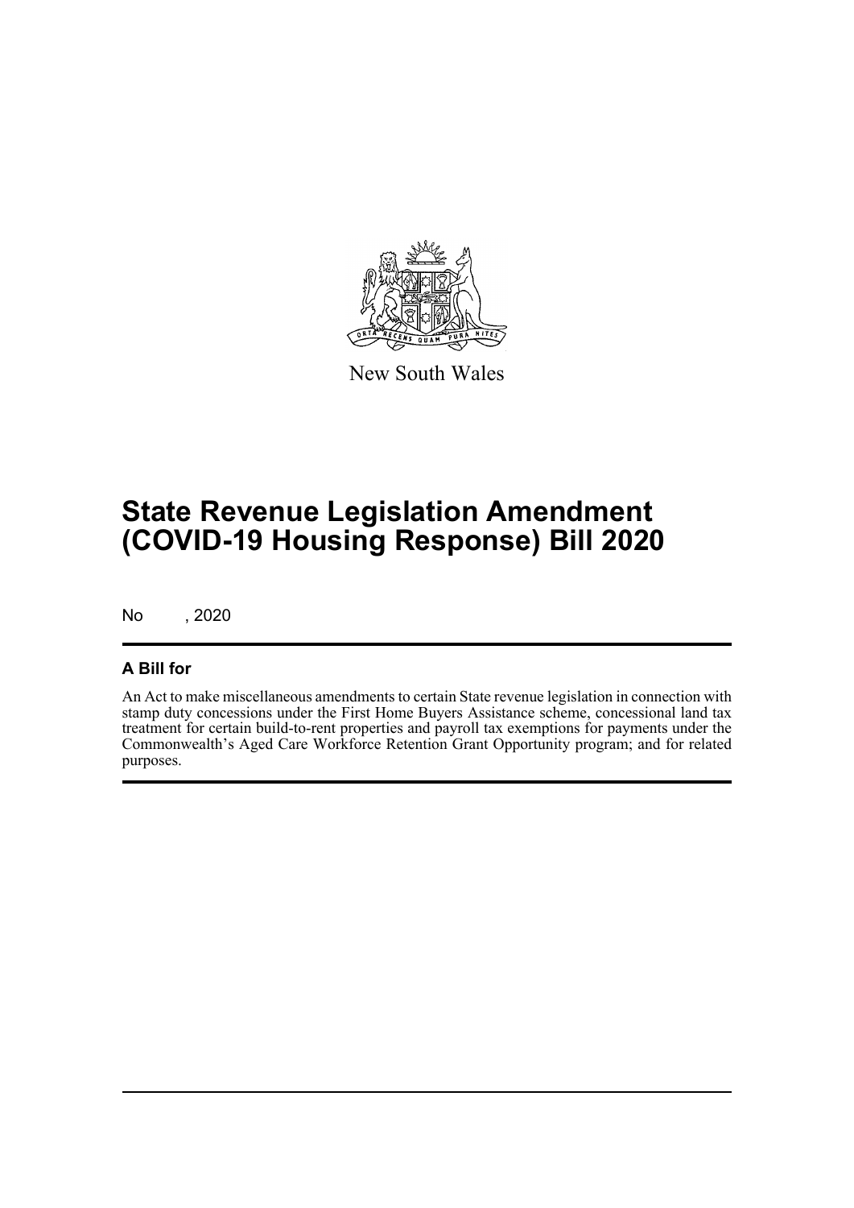New South Wales

# State Revenue Legislation Amendment (COVID-19 Housing Response) Bill 2020

No , 2020

## A Bill for

An Act to make miscellaneous amendments to certain State revenue legislation in connection with stamp duty concessions under the First Home Buyers Assistance scheme, concessional land tax treatment for certain build-to-rent properties and payroll tax exemptions for payments under the Commonwealth's Aged Care Workforce Retention Grant Opportunity program; and for related purposes.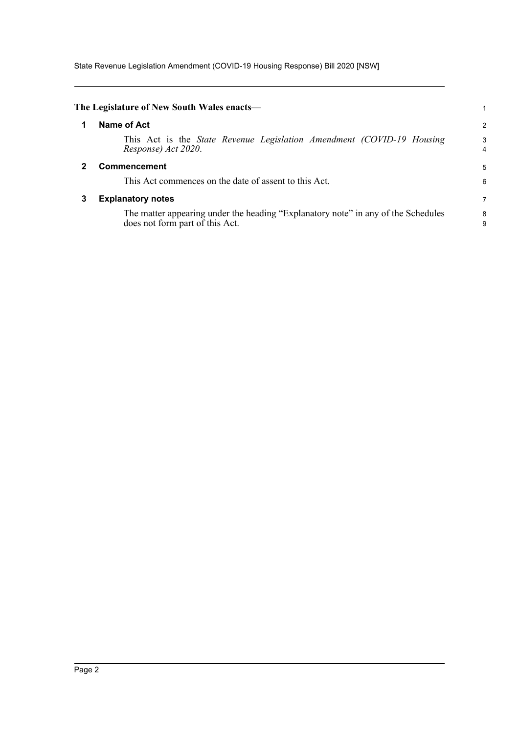**The Legislature of New South Wales enacts—**

## 1 Name of Act

This Act is the *State Revenue Legislation Amendment (COVID-19 Housing Response) Act 2020*.

## 2 Commencement

This Act commences on the date of assent to this Act.

## 3 Explanatory notes

The matter appearing under the heading "Explanatory note" in any of the Schedules does not form part of this Act.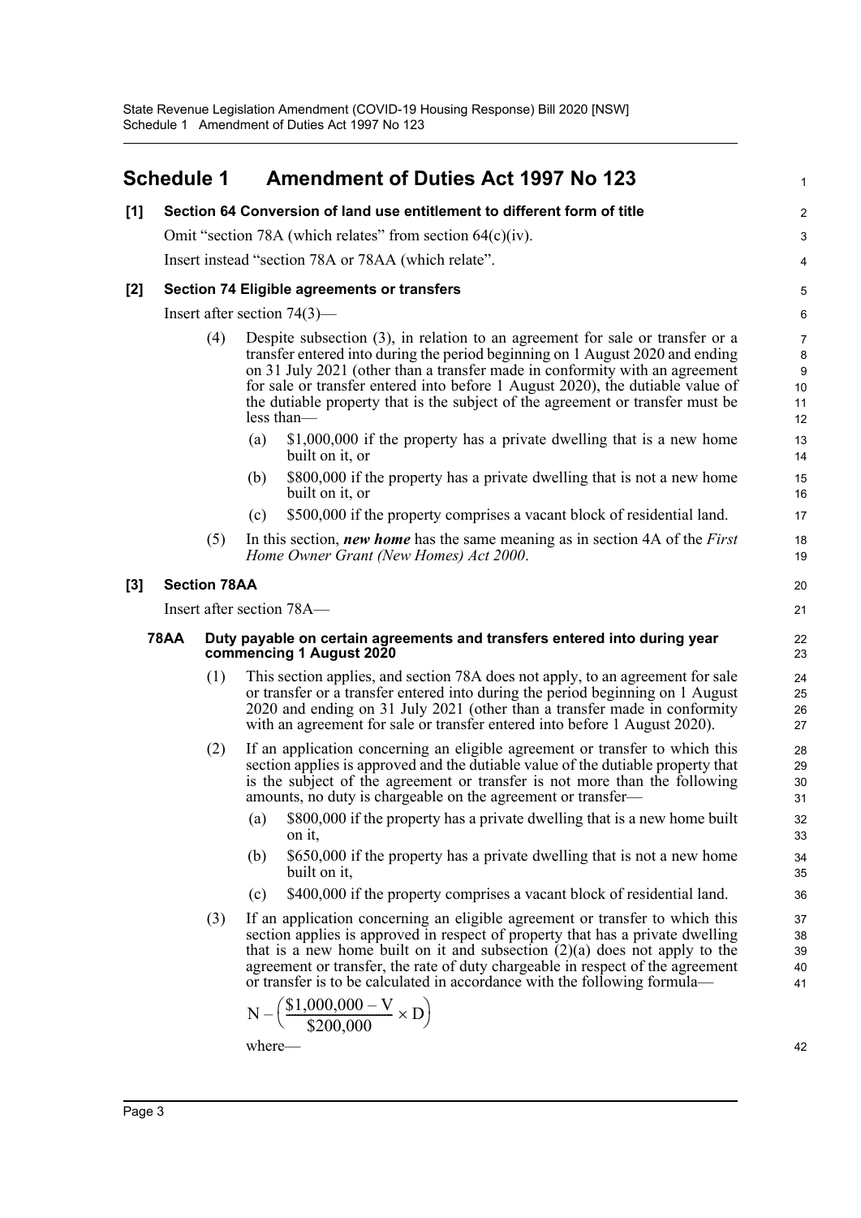# Schedule 1 Amendment of Duties Act 1997 No 123

**[1] Section 64 Conversion of land use entitlement to different form of title**

Omit "section 78A (which relates" from section 64(c)(iv).

Insert instead "section 78A or 78AA (which relate".

**[2] Section 74 Eligible agreements or transfers**

Insert after section 74(3)—

(4) Despite subsection (3), in relation to an agreement for sale or transfer or a transfer entered into during the period beginning on 1 August 2020 and ending on 31 July 2021 (other than a transfer made in conformity with an agreement for sale or transfer entered into before 1 August 2020), the dutiable value of the dutiable property that is the subject of the agreement or transfer must be less than—

(a) $1,000,000 if the property has a private dwelling that is a new home built on it, or

(b) $800,000 if the property has a private dwelling that is not a new home built on it, or

(c) $500,000 if the property comprises a vacant block of residential land.

(5) In this section, ***new home*** has the same meaning as in section 4A of the *First Home Owner Grant (New Homes) Act 2000*.

**[3] Section 78AA**

Insert after section 78A—

**78AA Duty payable on certain agreements and transfers entered into during year commencing 1 August 2020**

(1) This section applies, and section 78A does not apply, to an agreement for sale or transfer or a transfer entered into during the period beginning on 1 August 2020 and ending on 31 July 2021 (other than a transfer made in conformity with an agreement for sale or transfer entered into before 1 August 2020).

(2) If an application concerning an eligible agreement or transfer to which this section applies is approved and the dutiable value of the dutiable property that is the subject of the agreement or transfer is not more than the following amounts, no duty is chargeable on the agreement or transfer—

(a) $800,000 if the property has a private dwelling that is a new home built on it,

(b) $650,000 if the property has a private dwelling that is not a new home built on it,

(c) $400,000 if the property comprises a vacant block of residential land.

(3) If an application concerning an eligible agreement or transfer to which this section applies is approved in respect of property that has a private dwelling that is a new home built on it and subsection (2)(a) does not apply to the agreement or transfer, the rate of duty chargeable in respect of the agreement or transfer is to be calculated in accordance with the following formula—

$$N - \left(\frac{\$1,000,000 - V}{\$200,000} \times D\right)$$

where—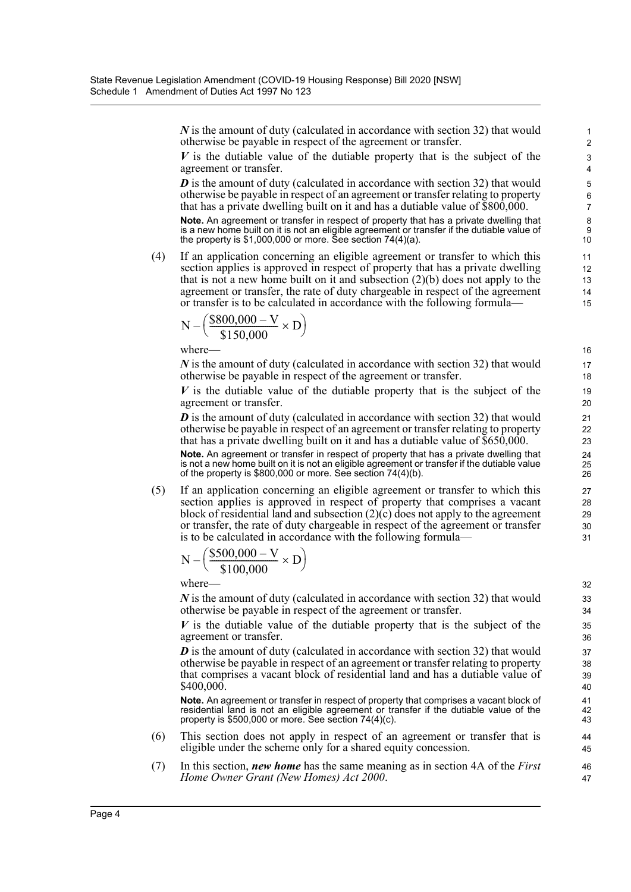***N*** is the amount of duty (calculated in accordance with section 32) that would otherwise be payable in respect of the agreement or transfer.

***V*** is the dutiable value of the dutiable property that is the subject of the agreement or transfer.

***D*** is the amount of duty (calculated in accordance with section 32) that would otherwise be payable in respect of an agreement or transfer relating to property that has a private dwelling built on it and has a dutiable value of $800,000.

**Note.** An agreement or transfer in respect of property that has a private dwelling that is a new home built on it is not an eligible agreement or transfer if the dutiable value of the property is $1,000,000 or more. See section 74(4)(a).

(4) If an application concerning an eligible agreement or transfer to which this section applies is approved in respect of property that has a private dwelling that is not a new home built on it and subsection (2)(b) does not apply to the agreement or transfer, the rate of duty chargeable in respect of the agreement or transfer is to be calculated in accordance with the following formula—

$$N - \left(\frac{\$800{,}000 - V}{\$150{,}000} \times D\right)$$

where—

***N*** is the amount of duty (calculated in accordance with section 32) that would otherwise be payable in respect of the agreement or transfer.

***V*** is the dutiable value of the dutiable property that is the subject of the agreement or transfer.

***D*** is the amount of duty (calculated in accordance with section 32) that would otherwise be payable in respect of an agreement or transfer relating to property that has a private dwelling built on it and has a dutiable value of $650,000.

**Note.** An agreement or transfer in respect of property that has a private dwelling that is not a new home built on it is not an eligible agreement or transfer if the dutiable value of the property is $800,000 or more. See section 74(4)(b).

(5) If an application concerning an eligible agreement or transfer to which this section applies is approved in respect of property that comprises a vacant block of residential land and subsection (2)(c) does not apply to the agreement or transfer, the rate of duty chargeable in respect of the agreement or transfer is to be calculated in accordance with the following formula—

$$N - \left(\frac{\$500{,}000 - V}{\$100{,}000} \times D\right)$$

where—

***N*** is the amount of duty (calculated in accordance with section 32) that would otherwise be payable in respect of the agreement or transfer.

***V*** is the dutiable value of the dutiable property that is the subject of the agreement or transfer.

***D*** is the amount of duty (calculated in accordance with section 32) that would otherwise be payable in respect of an agreement or transfer relating to property that comprises a vacant block of residential land and has a dutiable value of $400,000.

**Note.** An agreement or transfer in respect of property that comprises a vacant block of residential land is not an eligible agreement or transfer if the dutiable value of the property is $500,000 or more. See section 74(4)(c).

(6) This section does not apply in respect of an agreement or transfer that is eligible under the scheme only for a shared equity concession.

(7) In this section, ***new home*** has the same meaning as in section 4A of the *First Home Owner Grant (New Homes) Act 2000*.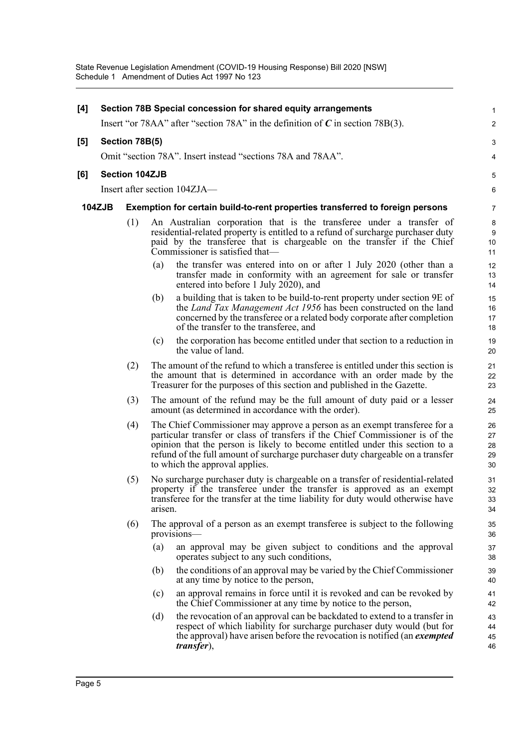**[4] Section 78B Special concession for shared equity arrangements**

Insert "or 78AA" after "section 78A" in the definition of ***C*** in section 78B(3).

**[5] Section 78B(5)**

Omit "section 78A". Insert instead "sections 78A and 78AA".

**[6] Section 104ZJB**

Insert after section 104ZJA—

**104ZJB Exemption for certain build-to-rent properties transferred to foreign persons**

(1) An Australian corporation that is the transferee under a transfer of residential-related property is entitled to a refund of surcharge purchaser duty paid by the transferee that is chargeable on the transfer if the Chief Commissioner is satisfied that—

(a) the transfer was entered into on or after 1 July 2020 (other than a transfer made in conformity with an agreement for sale or transfer entered into before 1 July 2020), and

(b) a building that is taken to be build-to-rent property under section 9E of the *Land Tax Management Act 1956* has been constructed on the land concerned by the transferee or a related body corporate after completion of the transfer to the transferee, and

(c) the corporation has become entitled under that section to a reduction in the value of land.

(2) The amount of the refund to which a transferee is entitled under this section is the amount that is determined in accordance with an order made by the Treasurer for the purposes of this section and published in the Gazette.

(3) The amount of the refund may be the full amount of duty paid or a lesser amount (as determined in accordance with the order).

(4) The Chief Commissioner may approve a person as an exempt transferee for a particular transfer or class of transfers if the Chief Commissioner is of the opinion that the person is likely to become entitled under this section to a refund of the full amount of surcharge purchaser duty chargeable on a transfer to which the approval applies.

(5) No surcharge purchaser duty is chargeable on a transfer of residential-related property if the transferee under the transfer is approved as an exempt transferee for the transfer at the time liability for duty would otherwise have arisen.

(6) The approval of a person as an exempt transferee is subject to the following provisions—

(a) an approval may be given subject to conditions and the approval operates subject to any such conditions,

(b) the conditions of an approval may be varied by the Chief Commissioner at any time by notice to the person,

(c) an approval remains in force until it is revoked and can be revoked by the Chief Commissioner at any time by notice to the person,

(d) the revocation of an approval can be backdated to extend to a transfer in respect of which liability for surcharge purchaser duty would (but for the approval) have arisen before the revocation is notified (an ***exempted transfer***),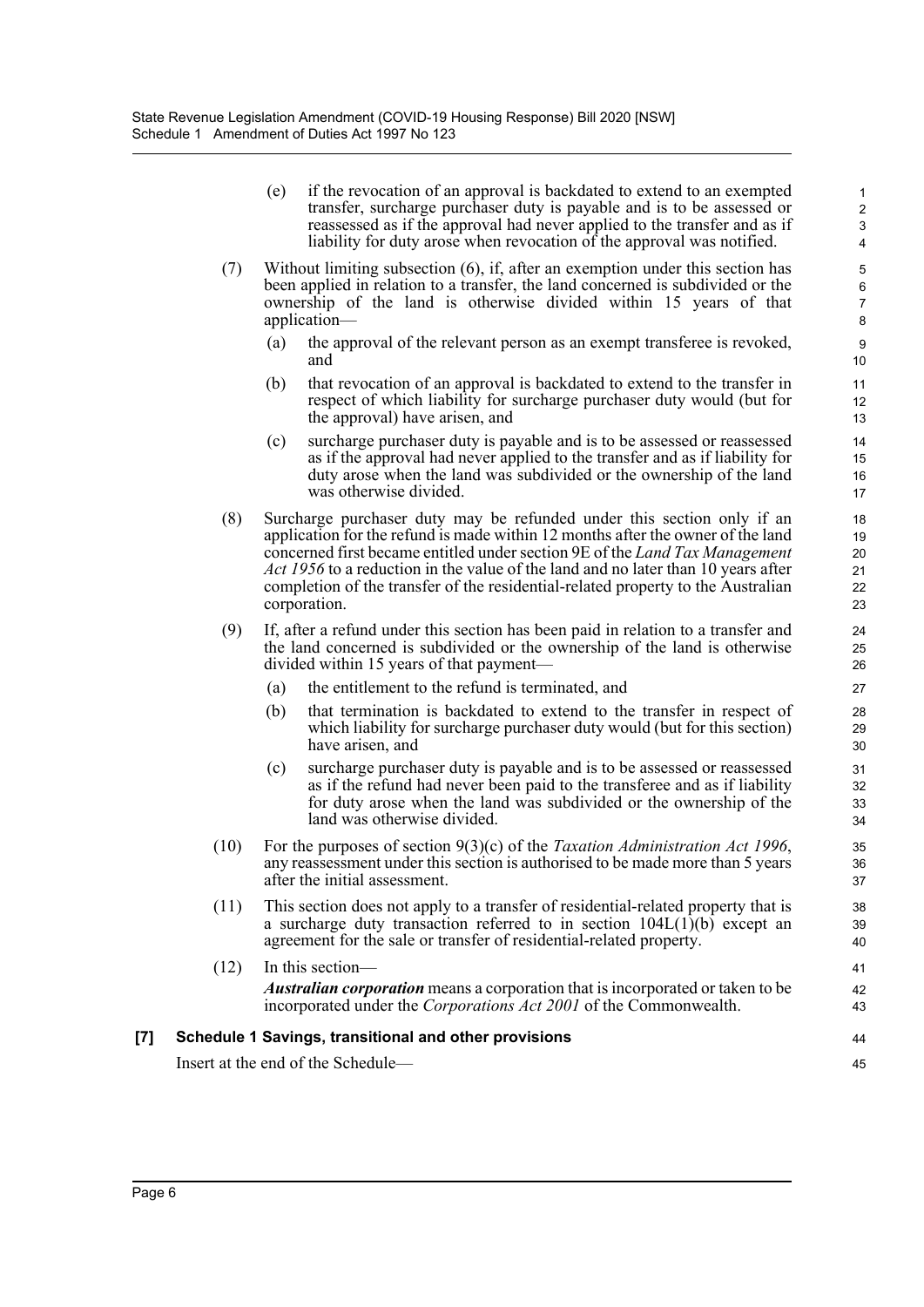(e) if the revocation of an approval is backdated to extend to an exempted transfer, surcharge purchaser duty is payable and is to be assessed or reassessed as if the approval had never applied to the transfer and as if liability for duty arose when revocation of the approval was notified.

(7) Without limiting subsection (6), if, after an exemption under this section has been applied in relation to a transfer, the land concerned is subdivided or the ownership of the land is otherwise divided within 15 years of that application—

(a) the approval of the relevant person as an exempt transferee is revoked, and

(b) that revocation of an approval is backdated to extend to the transfer in respect of which liability for surcharge purchaser duty would (but for the approval) have arisen, and

(c) surcharge purchaser duty is payable and is to be assessed or reassessed as if the approval had never applied to the transfer and as if liability for duty arose when the land was subdivided or the ownership of the land was otherwise divided.

(8) Surcharge purchaser duty may be refunded under this section only if an application for the refund is made within 12 months after the owner of the land concerned first became entitled under section 9E of the *Land Tax Management Act 1956* to a reduction in the value of the land and no later than 10 years after completion of the transfer of the residential-related property to the Australian corporation.

(9) If, after a refund under this section has been paid in relation to a transfer and the land concerned is subdivided or the ownership of the land is otherwise divided within 15 years of that payment—

(a) the entitlement to the refund is terminated, and

(b) that termination is backdated to extend to the transfer in respect of which liability for surcharge purchaser duty would (but for this section) have arisen, and

(c) surcharge purchaser duty is payable and is to be assessed or reassessed as if the refund had never been paid to the transferee and as if liability for duty arose when the land was subdivided or the ownership of the land was otherwise divided.

(10) For the purposes of section 9(3)(c) of the *Taxation Administration Act 1996*, any reassessment under this section is authorised to be made more than 5 years after the initial assessment.

(11) This section does not apply to a transfer of residential-related property that is a surcharge duty transaction referred to in section 104L(1)(b) except an agreement for the sale or transfer of residential-related property.

(12) In this section—

***Australian corporation*** means a corporation that is incorporated or taken to be incorporated under the *Corporations Act 2001* of the Commonwealth.

**[7] Schedule 1 Savings, transitional and other provisions**

Insert at the end of the Schedule—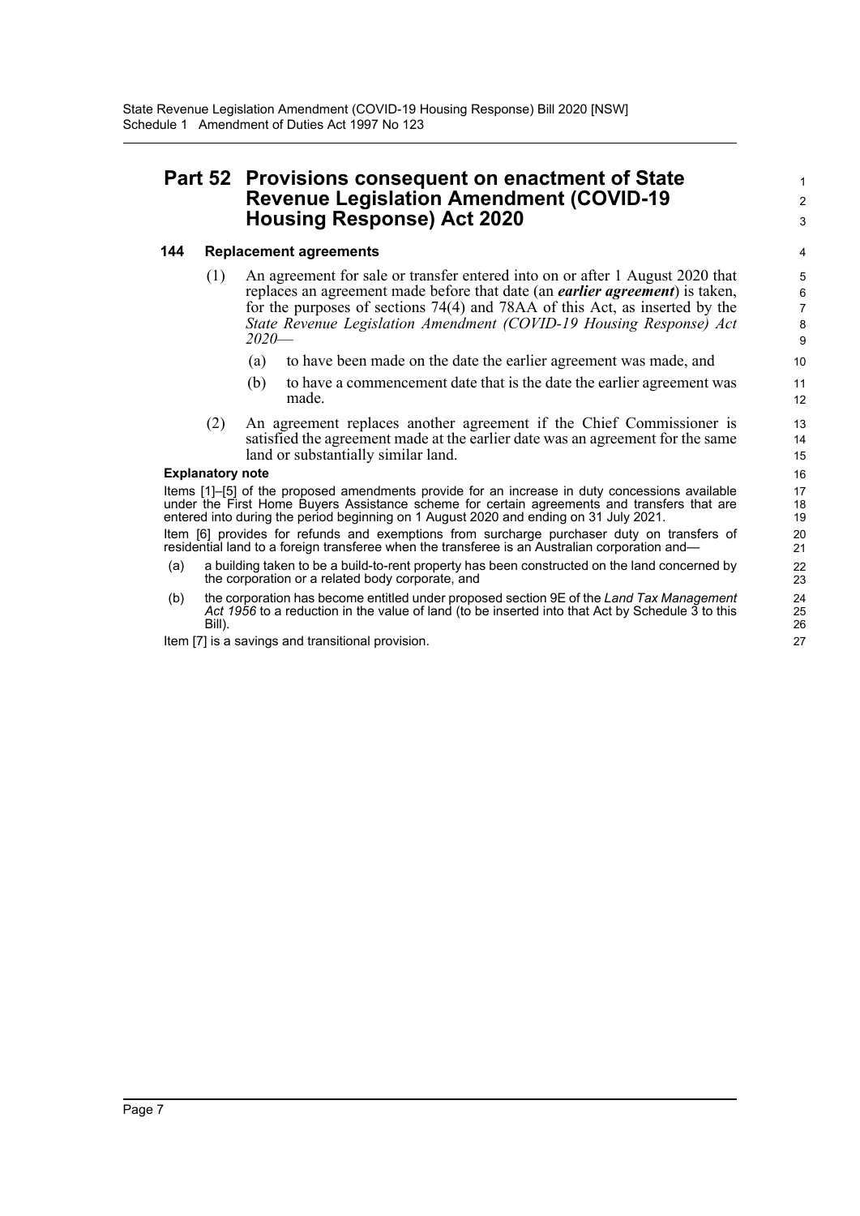## Part 52 Provisions consequent on enactment of State Revenue Legislation Amendment (COVID-19 Housing Response) Act 2020

### 144 Replacement agreements

(1) An agreement for sale or transfer entered into on or after 1 August 2020 that replaces an agreement made before that date (an ***earlier agreement***) is taken, for the purposes of sections 74(4) and 78AA of this Act, as inserted by the *State Revenue Legislation Amendment (COVID-19 Housing Response) Act 2020*—

(a) to have been made on the date the earlier agreement was made, and

(b) to have a commencement date that is the date the earlier agreement was made.

(2) An agreement replaces another agreement if the Chief Commissioner is satisfied the agreement made at the earlier date was an agreement for the same land or substantially similar land.

**Explanatory note**

Items [1]–[5] of the proposed amendments provide for an increase in duty concessions available under the First Home Buyers Assistance scheme for certain agreements and transfers that are entered into during the period beginning on 1 August 2020 and ending on 31 July 2021.

Item [6] provides for refunds and exemptions from surcharge purchaser duty on transfers of residential land to a foreign transferee when the transferee is an Australian corporation and—

(a) a building taken to be a build-to-rent property has been constructed on the land concerned by the corporation or a related body corporate, and

(b) the corporation has become entitled under proposed section 9E of the *Land Tax Management Act 1956* to a reduction in the value of land (to be inserted into that Act by Schedule 3 to this Bill).

Item [7] is a savings and transitional provision.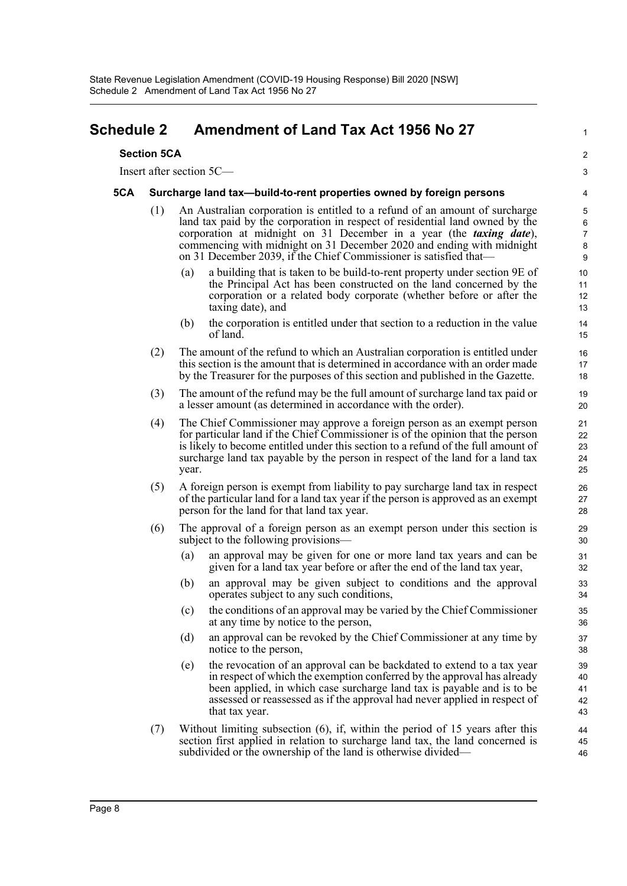# Schedule 2 Amendment of Land Tax Act 1956 No 27

### Section 5CA

Insert after section 5C—

#### 5CA Surcharge land tax—build-to-rent properties owned by foreign persons

(1) An Australian corporation is entitled to a refund of an amount of surcharge land tax paid by the corporation in respect of residential land owned by the corporation at midnight on 31 December in a year (the ***taxing date***), commencing with midnight on 31 December 2020 and ending with midnight on 31 December 2039, if the Chief Commissioner is satisfied that—

- (a) a building that is taken to be build-to-rent property under section 9E of the Principal Act has been constructed on the land concerned by the corporation or a related body corporate (whether before or after the taxing date), and
- (b) the corporation is entitled under that section to a reduction in the value of land.

(2) The amount of the refund to which an Australian corporation is entitled under this section is the amount that is determined in accordance with an order made by the Treasurer for the purposes of this section and published in the Gazette.

(3) The amount of the refund may be the full amount of surcharge land tax paid or a lesser amount (as determined in accordance with the order).

(4) The Chief Commissioner may approve a foreign person as an exempt person for particular land if the Chief Commissioner is of the opinion that the person is likely to become entitled under this section to a refund of the full amount of surcharge land tax payable by the person in respect of the land for a land tax year.

(5) A foreign person is exempt from liability to pay surcharge land tax in respect of the particular land for a land tax year if the person is approved as an exempt person for the land for that land tax year.

(6) The approval of a foreign person as an exempt person under this section is subject to the following provisions—

- (a) an approval may be given for one or more land tax years and can be given for a land tax year before or after the end of the land tax year,
- (b) an approval may be given subject to conditions and the approval operates subject to any such conditions,
- (c) the conditions of an approval may be varied by the Chief Commissioner at any time by notice to the person,
- (d) an approval can be revoked by the Chief Commissioner at any time by notice to the person,
- (e) the revocation of an approval can be backdated to extend to a tax year in respect of which the exemption conferred by the approval has already been applied, in which case surcharge land tax is payable and is to be assessed or reassessed as if the approval had never applied in respect of that tax year.

(7) Without limiting subsection (6), if, within the period of 15 years after this section first applied in relation to surcharge land tax, the land concerned is subdivided or the ownership of the land is otherwise divided—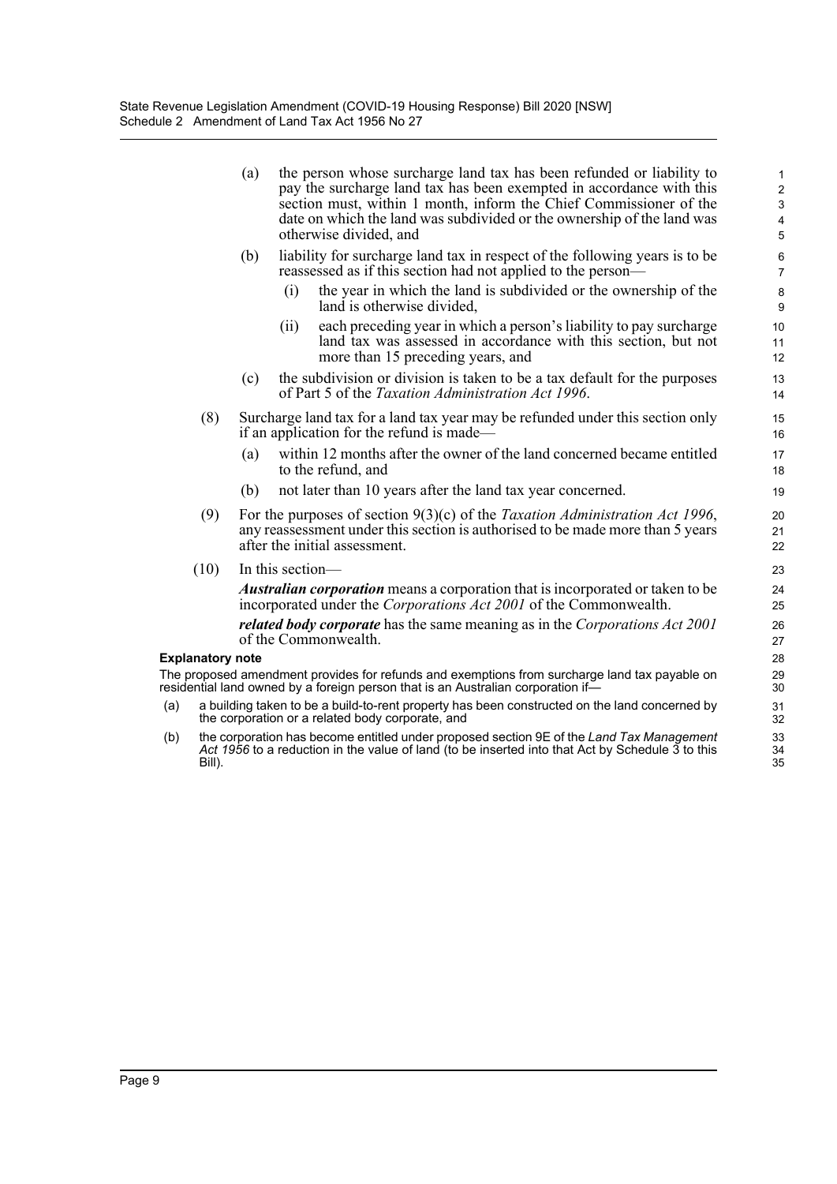(a) the person whose surcharge land tax has been refunded or liability to pay the surcharge land tax has been exempted in accordance with this section must, within 1 month, inform the Chief Commissioner of the date on which the land was subdivided or the ownership of the land was otherwise divided, and

(b) liability for surcharge land tax in respect of the following years is to be reassessed as if this section had not applied to the person—

(i) the year in which the land is subdivided or the ownership of the land is otherwise divided,

(ii) each preceding year in which a person's liability to pay surcharge land tax was assessed in accordance with this section, but not more than 15 preceding years, and

(c) the subdivision or division is taken to be a tax default for the purposes of Part 5 of the *Taxation Administration Act 1996*.

(8) Surcharge land tax for a land tax year may be refunded under this section only if an application for the refund is made—

(a) within 12 months after the owner of the land concerned became entitled to the refund, and

(b) not later than 10 years after the land tax year concerned.

(9) For the purposes of section 9(3)(c) of the *Taxation Administration Act 1996*, any reassessment under this section is authorised to be made more than 5 years after the initial assessment.

(10) In this section—

***Australian corporation*** means a corporation that is incorporated or taken to be incorporated under the *Corporations Act 2001* of the Commonwealth.

***related body corporate*** has the same meaning as in the *Corporations Act 2001* of the Commonwealth.

**Explanatory note**

The proposed amendment provides for refunds and exemptions from surcharge land tax payable on residential land owned by a foreign person that is an Australian corporation if—

(a) a building taken to be a build-to-rent property has been constructed on the land concerned by the corporation or a related body corporate, and

(b) the corporation has become entitled under proposed section 9E of the *Land Tax Management Act 1956* to a reduction in the value of land (to be inserted into that Act by Schedule 3 to this Bill).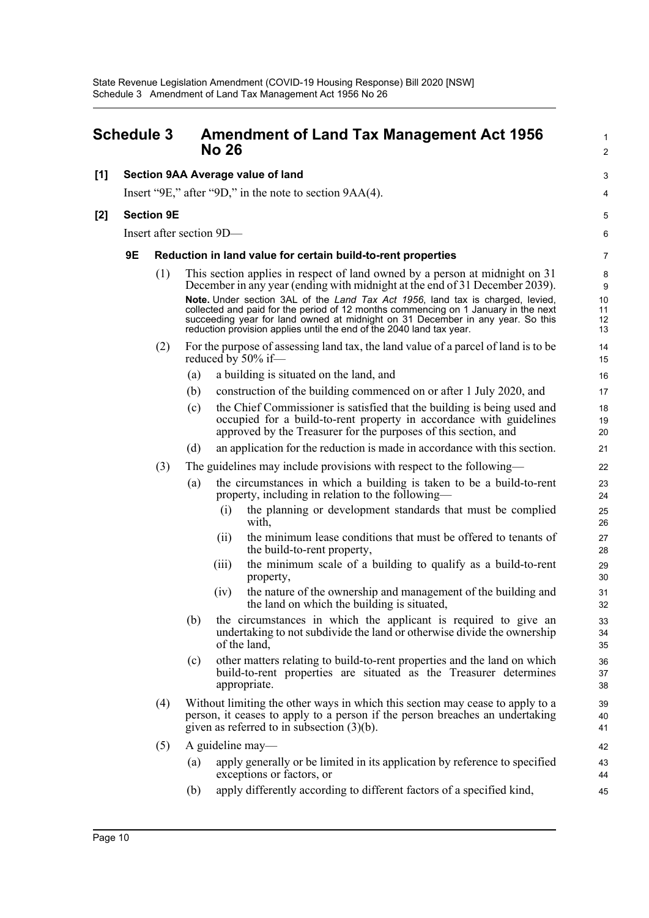# Schedule 3 Amendment of Land Tax Management Act 1956 No 26

## [1] Section 9AA Average value of land

Insert "9E," after "9D," in the note to section 9AA(4).

## [2] Section 9E

Insert after section 9D—

### 9E Reduction in land value for certain build-to-rent properties

(1) This section applies in respect of land owned by a person at midnight on 31 December in any year (ending with midnight at the end of 31 December 2039).

**Note.** Under section 3AL of the *Land Tax Act 1956*, land tax is charged, levied, collected and paid for the period of 12 months commencing on 1 January in the next succeeding year for land owned at midnight on 31 December in any year. So this reduction provision applies until the end of the 2040 land tax year.

(2) For the purpose of assessing land tax, the land value of a parcel of land is to be reduced by 50% if—

- (a) a building is situated on the land, and
- (b) construction of the building commenced on or after 1 July 2020, and
- (c) the Chief Commissioner is satisfied that the building is being used and occupied for a build-to-rent property in accordance with guidelines approved by the Treasurer for the purposes of this section, and
- (d) an application for the reduction is made in accordance with this section.

(3) The guidelines may include provisions with respect to the following—

- (a) the circumstances in which a building is taken to be a build-to-rent property, including in relation to the following—
  - (i) the planning or development standards that must be complied with,
  - (ii) the minimum lease conditions that must be offered to tenants of the build-to-rent property,
  - (iii) the minimum scale of a building to qualify as a build-to-rent property,
  - (iv) the nature of the ownership and management of the building and the land on which the building is situated,
- (b) the circumstances in which the applicant is required to give an undertaking to not subdivide the land or otherwise divide the ownership of the land,
- (c) other matters relating to build-to-rent properties and the land on which build-to-rent properties are situated as the Treasurer determines appropriate.

(4) Without limiting the other ways in which this section may cease to apply to a person, it ceases to apply to a person if the person breaches an undertaking given as referred to in subsection (3)(b).

(5) A guideline may—

- (a) apply generally or be limited in its application by reference to specified exceptions or factors, or
- (b) apply differently according to different factors of a specified kind,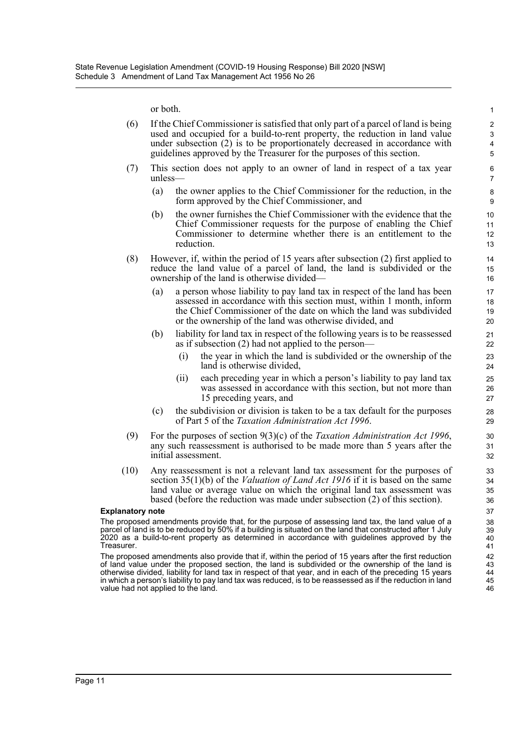or both.

(6) If the Chief Commissioner is satisfied that only part of a parcel of land is being used and occupied for a build-to-rent property, the reduction in land value under subsection (2) is to be proportionately decreased in accordance with guidelines approved by the Treasurer for the purposes of this section.

(7) This section does not apply to an owner of land in respect of a tax year unless—

- (a) the owner applies to the Chief Commissioner for the reduction, in the form approved by the Chief Commissioner, and
- (b) the owner furnishes the Chief Commissioner with the evidence that the Chief Commissioner requests for the purpose of enabling the Chief Commissioner to determine whether there is an entitlement to the reduction.

(8) However, if, within the period of 15 years after subsection (2) first applied to reduce the land value of a parcel of land, the land is subdivided or the ownership of the land is otherwise divided—

- (a) a person whose liability to pay land tax in respect of the land has been assessed in accordance with this section must, within 1 month, inform the Chief Commissioner of the date on which the land was subdivided or the ownership of the land was otherwise divided, and
- (b) liability for land tax in respect of the following years is to be reassessed as if subsection (2) had not applied to the person—
  - (i) the year in which the land is subdivided or the ownership of the land is otherwise divided,
  - (ii) each preceding year in which a person's liability to pay land tax was assessed in accordance with this section, but not more than 15 preceding years, and
- (c) the subdivision or division is taken to be a tax default for the purposes of Part 5 of the *Taxation Administration Act 1996*.

(9) For the purposes of section 9(3)(c) of the *Taxation Administration Act 1996*, any such reassessment is authorised to be made more than 5 years after the initial assessment.

(10) Any reassessment is not a relevant land tax assessment for the purposes of section 35(1)(b) of the *Valuation of Land Act 1916* if it is based on the same land value or average value on which the original land tax assessment was based (before the reduction was made under subsection (2) of this section).

**Explanatory note**

The proposed amendments provide that, for the purpose of assessing land tax, the land value of a parcel of land is to be reduced by 50% if a building is situated on the land that constructed after 1 July 2020 as a build-to-rent property as determined in accordance with guidelines approved by the Treasurer.

The proposed amendments also provide that if, within the period of 15 years after the first reduction of land value under the proposed section, the land is subdivided or the ownership of the land is otherwise divided, liability for land tax in respect of that year, and in each of the preceding 15 years in which a person's liability to pay land tax was reduced, is to be reassessed as if the reduction in land value had not applied to the land.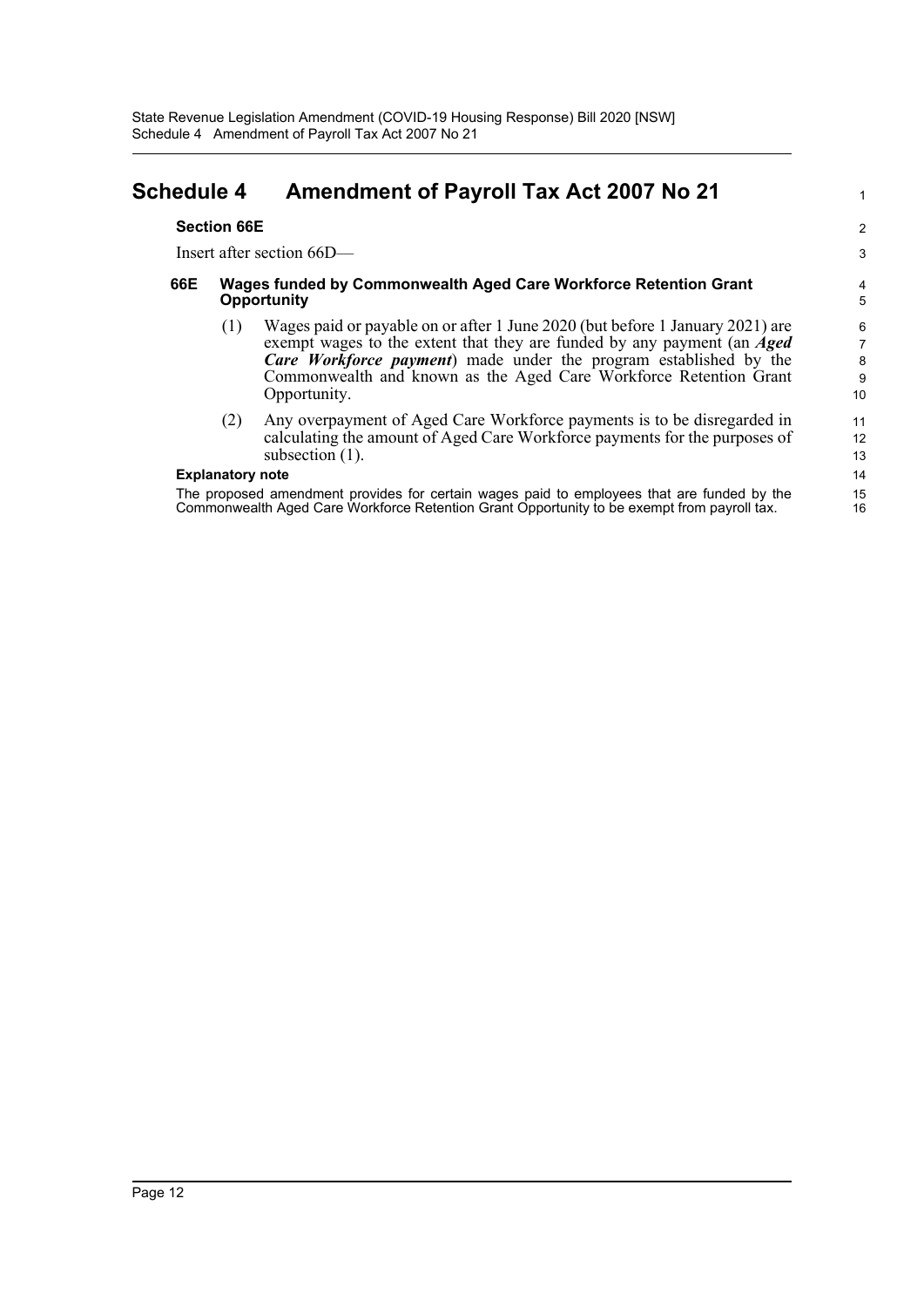# Schedule 4 Amendment of Payroll Tax Act 2007 No 21

**Section 66E**

Insert after section 66D—

### 66E Wages funded by Commonwealth Aged Care Workforce Retention Grant Opportunity

(1) Wages paid or payable on or after 1 June 2020 (but before 1 January 2021) are exempt wages to the extent that they are funded by any payment (an ***Aged Care Workforce payment***) made under the program established by the Commonwealth and known as the Aged Care Workforce Retention Grant Opportunity.

(2) Any overpayment of Aged Care Workforce payments is to be disregarded in calculating the amount of Aged Care Workforce payments for the purposes of subsection (1).

**Explanatory note**

The proposed amendment provides for certain wages paid to employees that are funded by the Commonwealth Aged Care Workforce Retention Grant Opportunity to be exempt from payroll tax.